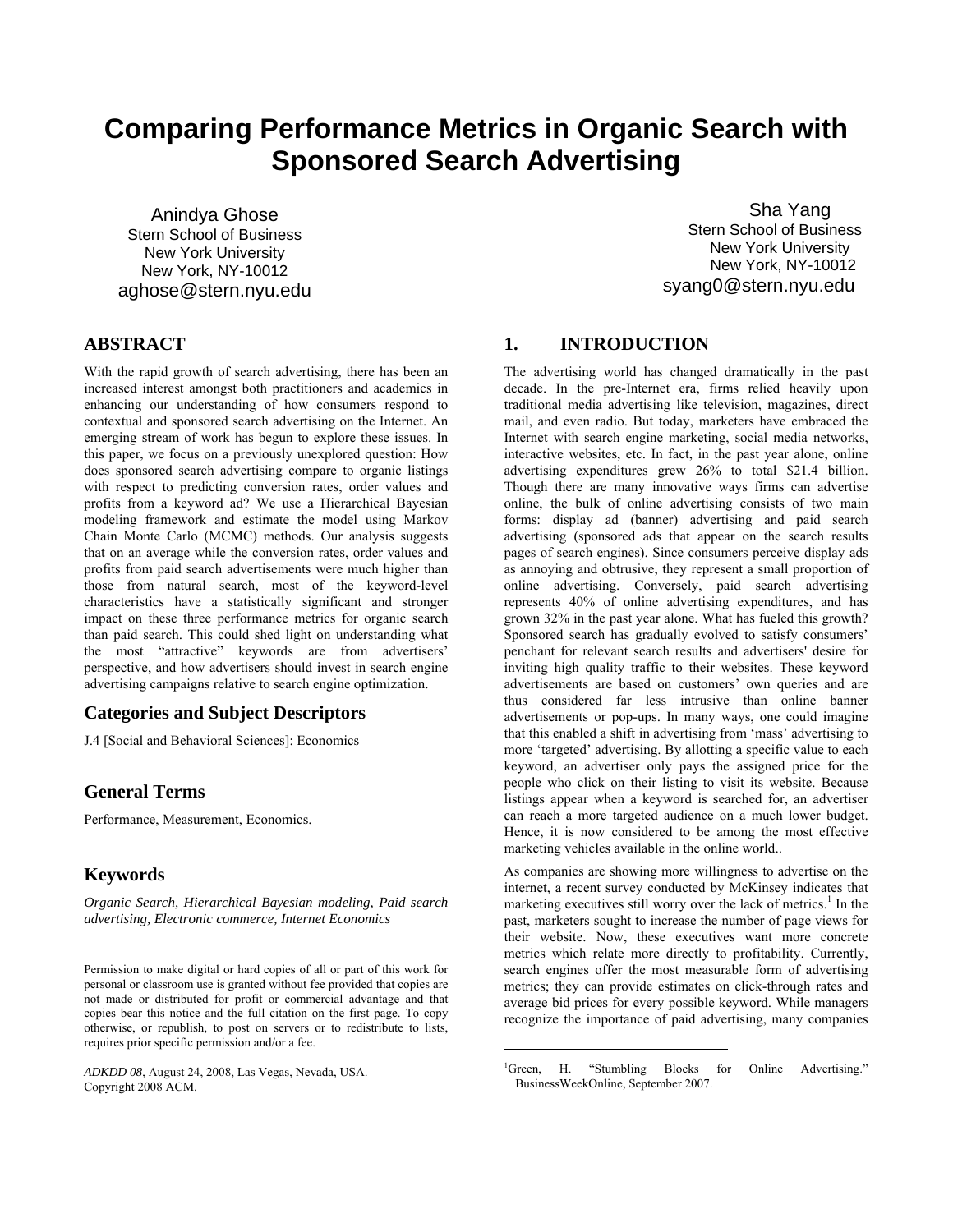# Comparing Performance Metrics in Organic Search with Sponsored Search Advertising

Anindya Ghose
Stern School of Business
New York University
New York, NY-10012
aghose@stern.nyu.edu

Sha Yang
Stern School of Business
New York University
New York, NY-10012
syang0@stern.nyu.edu

## ABSTRACT

With the rapid growth of search advertising, there has been an increased interest amongst both practitioners and academics in enhancing our understanding of how consumers respond to contextual and sponsored search advertising on the Internet. An emerging stream of work has begun to explore these issues. In this paper, we focus on a previously unexplored question: How does sponsored search advertising compare to organic listings with respect to predicting conversion rates, order values and profits from a keyword ad? We use a Hierarchical Bayesian modeling framework and estimate the model using Markov Chain Monte Carlo (MCMC) methods. Our analysis suggests that on an average while the conversion rates, order values and profits from paid search advertisements were much higher than those from natural search, most of the keyword-level characteristics have a statistically significant and stronger impact on these three performance metrics for organic search than paid search. This could shed light on understanding what the most "attractive" keywords are from advertisers' perspective, and how advertisers should invest in search engine advertising campaigns relative to search engine optimization.

### Categories and Subject Descriptors

J.4 [Social and Behavioral Sciences]: Economics

### General Terms

Performance, Measurement, Economics.

### Keywords

*Organic Search, Hierarchical Bayesian modeling, Paid search advertising, Electronic commerce, Internet Economics*

Permission to make digital or hard copies of all or part of this work for personal or classroom use is granted without fee provided that copies are not made or distributed for profit or commercial advantage and that copies bear this notice and the full citation on the first page. To copy otherwise, or republish, to post on servers or to redistribute to lists, requires prior specific permission and/or a fee.

*ADKDD 08*, August 24, 2008, Las Vegas, Nevada, USA.
Copyright 2008 ACM.

## 1. INTRODUCTION

The advertising world has changed dramatically in the past decade. In the pre-Internet era, firms relied heavily upon traditional media advertising like television, magazines, direct mail, and even radio. But today, marketers have embraced the Internet with search engine marketing, social media networks, interactive websites, etc. In fact, in the past year alone, online advertising expenditures grew 26% to total $21.4 billion. Though there are many innovative ways firms can advertise online, the bulk of online advertising consists of two main forms: display ad (banner) advertising and paid search advertising (sponsored ads that appear on the search results pages of search engines). Since consumers perceive display ads as annoying and obtrusive, they represent a small proportion of online advertising. Conversely, paid search advertising represents 40% of online advertising expenditures, and has grown 32% in the past year alone. What has fueled this growth? Sponsored search has gradually evolved to satisfy consumers' penchant for relevant search results and advertisers' desire for inviting high quality traffic to their websites. These keyword advertisements are based on customers' own queries and are thus considered far less intrusive than online banner advertisements or pop-ups. In many ways, one could imagine that this enabled a shift in advertising from 'mass' advertising to more 'targeted' advertising. By allotting a specific value to each keyword, an advertiser only pays the assigned price for the people who click on their listing to visit its website. Because listings appear when a keyword is searched for, an advertiser can reach a more targeted audience on a much lower budget. Hence, it is now considered to be among the most effective marketing vehicles available in the online world..

As companies are showing more willingness to advertise on the internet, a recent survey conducted by McKinsey indicates that marketing executives still worry over the lack of metrics.[1] In the past, marketers sought to increase the number of page views for their website. Now, these executives want more concrete metrics which relate more directly to profitability. Currently, search engines offer the most measurable form of advertising metrics; they can provide estimates on click-through rates and average bid prices for every possible keyword. While managers recognize the importance of paid advertising, many companies

[1]Green, H. "Stumbling Blocks for Online Advertising." BusinessWeekOnline, September 2007.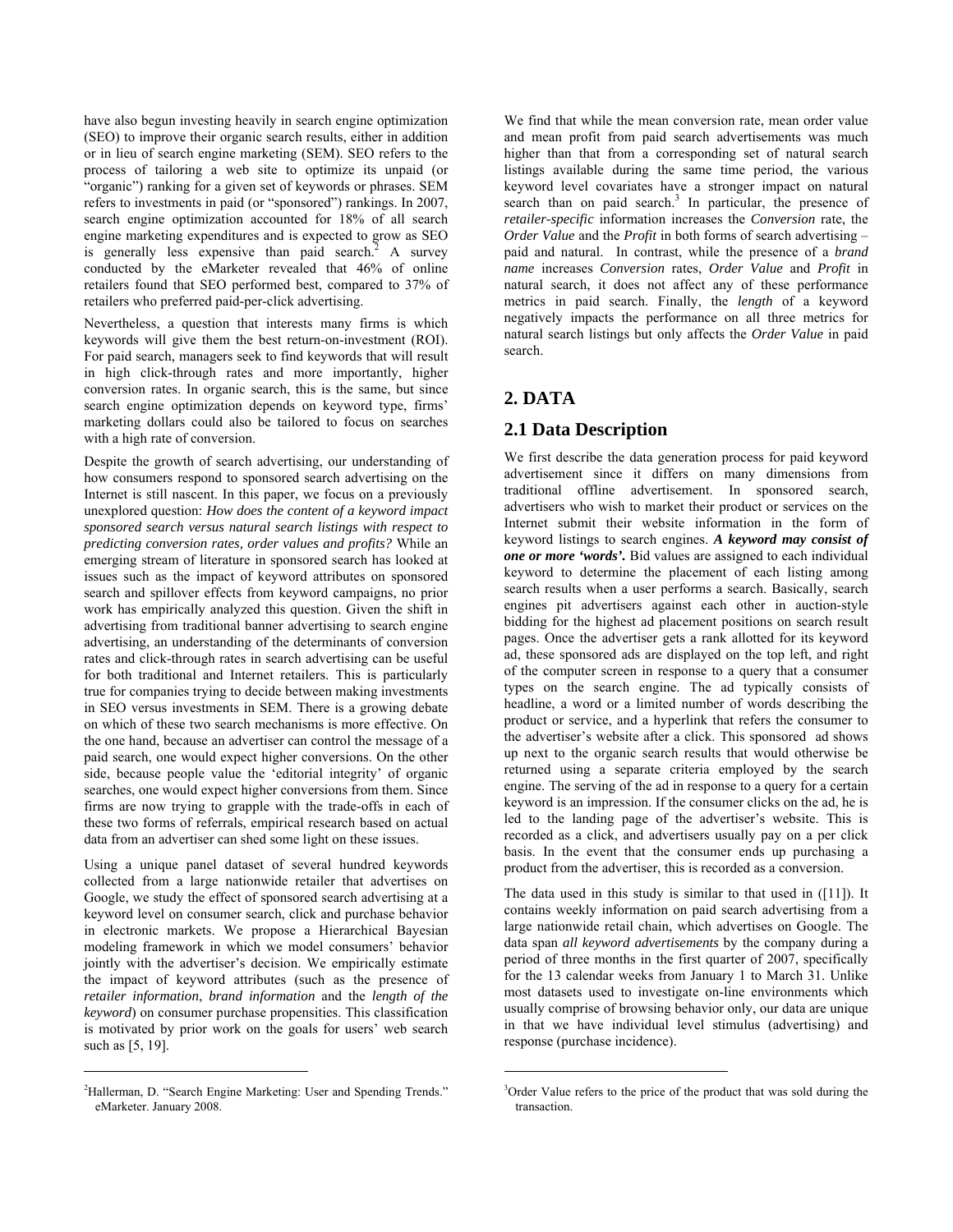have also begun investing heavily in search engine optimization (SEO) to improve their organic search results, either in addition or in lieu of search engine marketing (SEM). SEO refers to the process of tailoring a web site to optimize its unpaid (or "organic") ranking for a given set of keywords or phrases. SEM refers to investments in paid (or "sponsored") rankings. In 2007, search engine optimization accounted for 18% of all search engine marketing expenditures and is expected to grow as SEO is generally less expensive than paid search.[2] A survey conducted by the eMarketer revealed that 46% of online retailers found that SEO performed best, compared to 37% of retailers who preferred paid-per-click advertising.

Nevertheless, a question that interests many firms is which keywords will give them the best return-on-investment (ROI). For paid search, managers seek to find keywords that will result in high click-through rates and more importantly, higher conversion rates. In organic search, this is the same, but since search engine optimization depends on keyword type, firms' marketing dollars could also be tailored to focus on searches with a high rate of conversion.

Despite the growth of search advertising, our understanding of how consumers respond to sponsored search advertising on the Internet is still nascent. In this paper, we focus on a previously unexplored question: *How does the content of a keyword impact sponsored search versus natural search listings with respect to predicting conversion rates, order values and profits?* While an emerging stream of literature in sponsored search has looked at issues such as the impact of keyword attributes on sponsored search and spillover effects from keyword campaigns, no prior work has empirically analyzed this question. Given the shift in advertising from traditional banner advertising to search engine advertising, an understanding of the determinants of conversion rates and click-through rates in search advertising can be useful for both traditional and Internet retailers. This is particularly true for companies trying to decide between making investments in SEO versus investments in SEM. There is a growing debate on which of these two search mechanisms is more effective. On the one hand, because an advertiser can control the message of a paid search, one would expect higher conversions. On the other side, because people value the 'editorial integrity' of organic searches, one would expect higher conversions from them. Since firms are now trying to grapple with the trade-offs in each of these two forms of referrals, empirical research based on actual data from an advertiser can shed some light on these issues.

Using a unique panel dataset of several hundred keywords collected from a large nationwide retailer that advertises on Google, we study the effect of sponsored search advertising at a keyword level on consumer search, click and purchase behavior in electronic markets. We propose a Hierarchical Bayesian modeling framework in which we model consumers' behavior jointly with the advertiser's decision. We empirically estimate the impact of keyword attributes (such as the presence of *retailer information*, *brand information* and the *length of the keyword*) on consumer purchase propensities. This classification is motivated by prior work on the goals for users' web search such as [5, 19].

We find that while the mean conversion rate, mean order value and mean profit from paid search advertisements was much higher than that from a corresponding set of natural search listings available during the same time period, the various keyword level covariates have a stronger impact on natural search than on paid search.[3] In particular, the presence of *retailer-specific* information increases the *Conversion* rate, the *Order Value* and the *Profit* in both forms of search advertising – paid and natural. In contrast, while the presence of a *brand name* increases *Conversion* rates, *Order Value* and *Profit* in natural search, it does not affect any of these performance metrics in paid search. Finally, the *length* of a keyword negatively impacts the performance on all three metrics for natural search listings but only affects the *Order Value* in paid search.

## 2. DATA

### 2.1 Data Description

We first describe the data generation process for paid keyword advertisement since it differs on many dimensions from traditional offline advertisement. In sponsored search, advertisers who wish to market their product or services on the Internet submit their website information in the form of keyword listings to search engines. ***A keyword may consist of one or more 'words'.*** Bid values are assigned to each individual keyword to determine the placement of each listing among search results when a user performs a search. Basically, search engines pit advertisers against each other in auction-style bidding for the highest ad placement positions on search result pages. Once the advertiser gets a rank allotted for its keyword ad, these sponsored ads are displayed on the top left, and right of the computer screen in response to a query that a consumer types on the search engine. The ad typically consists of headline, a word or a limited number of words describing the product or service, and a hyperlink that refers the consumer to the advertiser's website after a click. This sponsored ad shows up next to the organic search results that would otherwise be returned using a separate criteria employed by the search engine. The serving of the ad in response to a query for a certain keyword is an impression. If the consumer clicks on the ad, he is led to the landing page of the advertiser's website. This is recorded as a click, and advertisers usually pay on a per click basis. In the event that the consumer ends up purchasing a product from the advertiser, this is recorded as a conversion.

The data used in this study is similar to that used in ([11]). It contains weekly information on paid search advertising from a large nationwide retail chain, which advertises on Google. The data span *all keyword advertisements* by the company during a period of three months in the first quarter of 2007, specifically for the 13 calendar weeks from January 1 to March 31. Unlike most datasets used to investigate on-line environments which usually comprise of browsing behavior only, our data are unique in that we have individual level stimulus (advertising) and response (purchase incidence).

[2]Hallerman, D. "Search Engine Marketing: User and Spending Trends." eMarketer. January 2008.

[3]Order Value refers to the price of the product that was sold during the transaction.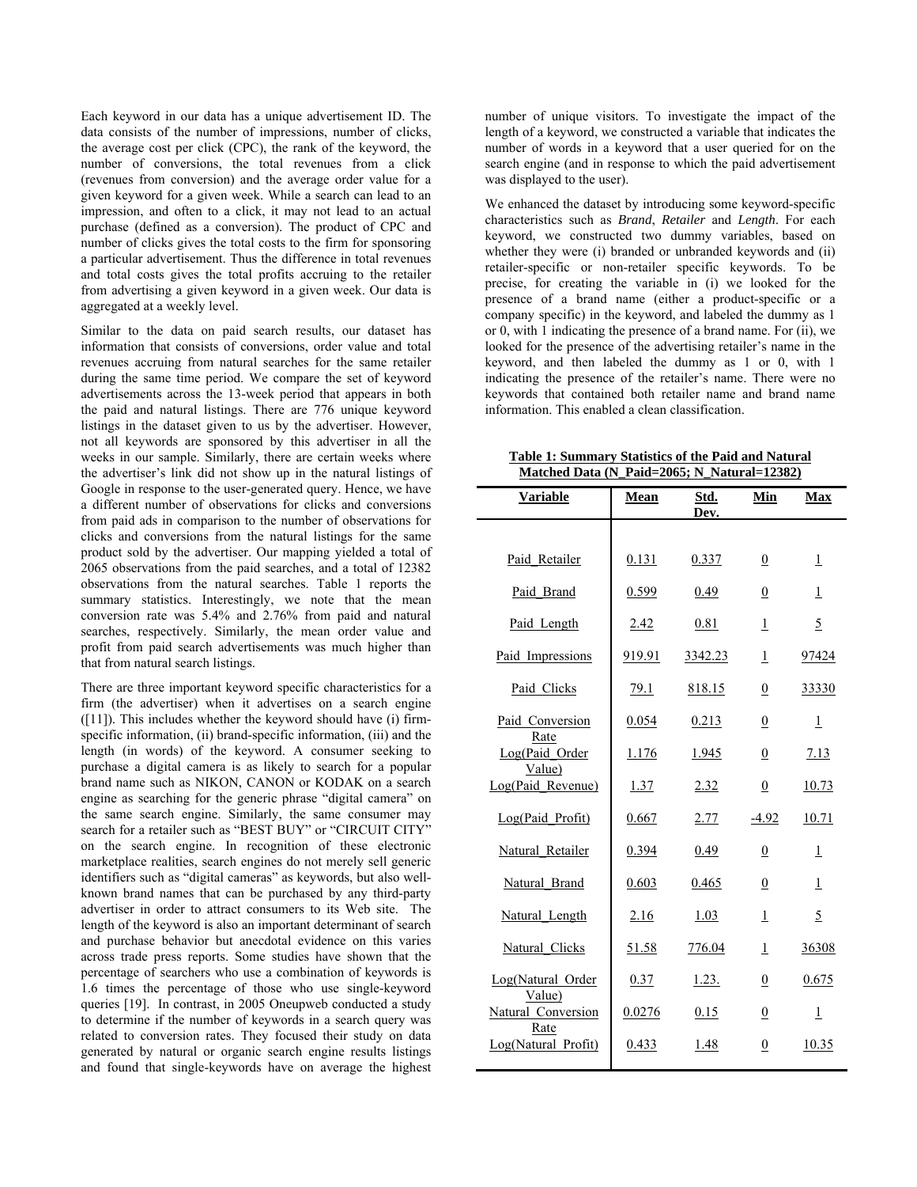Each keyword in our data has a unique advertisement ID. The data consists of the number of impressions, number of clicks, the average cost per click (CPC), the rank of the keyword, the number of conversions, the total revenues from a click (revenues from conversion) and the average order value for a given keyword for a given week. While a search can lead to an impression, and often to a click, it may not lead to an actual purchase (defined as a conversion). The product of CPC and number of clicks gives the total costs to the firm for sponsoring a particular advertisement. Thus the difference in total revenues and total costs gives the total profits accruing to the retailer from advertising a given keyword in a given week. Our data is aggregated at a weekly level.

Similar to the data on paid search results, our dataset has information that consists of conversions, order value and total revenues accruing from natural searches for the same retailer during the same time period. We compare the set of keyword advertisements across the 13-week period that appears in both the paid and natural listings. There are 776 unique keyword listings in the dataset given to us by the advertiser. However, not all keywords are sponsored by this advertiser in all the weeks in our sample. Similarly, there are certain weeks where the advertiser's link did not show up in the natural listings of Google in response to the user-generated query. Hence, we have a different number of observations for clicks and conversions from paid ads in comparison to the number of observations for clicks and conversions from the natural listings for the same product sold by the advertiser. Our mapping yielded a total of 2065 observations from the paid searches, and a total of 12382 observations from the natural searches. Table 1 reports the summary statistics. Interestingly, we note that the mean conversion rate was 5.4% and 2.76% from paid and natural searches, respectively. Similarly, the mean order value and profit from paid search advertisements was much higher than that from natural search listings.

There are three important keyword specific characteristics for a firm (the advertiser) when it advertises on a search engine ([11]). This includes whether the keyword should have (i) firm-specific information, (ii) brand-specific information, (iii) and the length (in words) of the keyword. A consumer seeking to purchase a digital camera is as likely to search for a popular brand name such as NIKON, CANON or KODAK on a search engine as searching for the generic phrase "digital camera" on the same search engine. Similarly, the same consumer may search for a retailer such as "BEST BUY" or "CIRCUIT CITY" on the search engine. In recognition of these electronic marketplace realities, search engines do not merely sell generic identifiers such as "digital cameras" as keywords, but also well-known brand names that can be purchased by any third-party advertiser in order to attract consumers to its Web site. The length of the keyword is also an important determinant of search and purchase behavior but anecdotal evidence on this varies across trade press reports. Some studies have shown that the percentage of searchers who use a combination of keywords is 1.6 times the percentage of those who use single-keyword queries [19]. In contrast, in 2005 Oneupweb conducted a study to determine if the number of keywords in a search query was related to conversion rates. They focused their study on data generated by natural or organic search engine results listings and found that single-keywords have on average the highest number of unique visitors. To investigate the impact of the length of a keyword, we constructed a variable that indicates the number of words in a keyword that a user queried for on the search engine (and in response to which the paid advertisement was displayed to the user).

We enhanced the dataset by introducing some keyword-specific characteristics such as *Brand*, *Retailer* and *Length*. For each keyword, we constructed two dummy variables, based on whether they were (i) branded or unbranded keywords and (ii) retailer-specific or non-retailer specific keywords. To be precise, for creating the variable in (i) we looked for the presence of a brand name (either a product-specific or a company specific) in the keyword, and labeled the dummy as 1 or 0, with 1 indicating the presence of a brand name. For (ii), we looked for the presence of the advertising retailer's name in the keyword, and then labeled the dummy as 1 or 0, with 1 indicating the presence of the retailer's name. There were no keywords that contained both retailer name and brand name information. This enabled a clean classification.

**Table 1: Summary Statistics of the Paid and Natural Matched Data (N_Paid=2065; N_Natural=12382)**

| Variable | Mean | Std. Dev. | Min | Max |
|---|---|---|---|---|
| Paid_Retailer | 0.131 | 0.337 | 0 | 1 |
| Paid_Brand | 0.599 | 0.49 | 0 | 1 |
| Paid_Length | 2.42 | 0.81 | 1 | 5 |
| Paid_Impressions | 919.91 | 3342.23 | 1 | 97424 |
| Paid_Clicks | 79.1 | 818.15 | 0 | 33330 |
| Paid_Conversion Rate | 0.054 | 0.213 | 0 | 1 |
| Log(Paid_Order Value) | 1.176 | 1.945 | 0 | 7.13 |
| Log(Paid_Revenue) | 1.37 | 2.32 | 0 | 10.73 |
| Log(Paid_Profit) | 0.667 | 2.77 | -4.92 | 10.71 |
| Natural_Retailer | 0.394 | 0.49 | 0 | 1 |
| Natural_Brand | 0.603 | 0.465 | 0 | 1 |
| Natural_Length | 2.16 | 1.03 | 1 | 5 |
| Natural_Clicks | 51.58 | 776.04 | 1 | 36308 |
| Log(Natural_Order Value) | 0.37 | 1.23. | 0 | 0.675 |
| Natural_Conversion Rate | 0.0276 | 0.15 | 0 | 1 |
| Log(Natural_Profit) | 0.433 | 1.48 | 0 | 10.35 |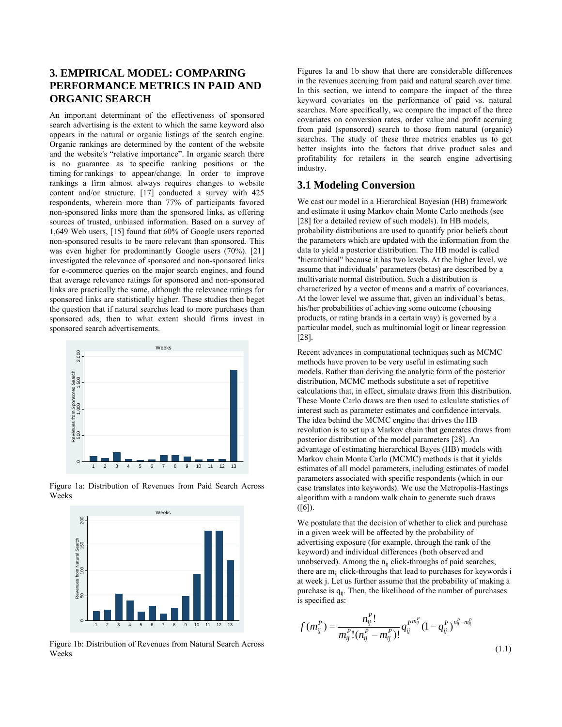## 3. EMPIRICAL MODEL: COMPARING PERFORMANCE METRICS IN PAID AND ORGANIC SEARCH

An important determinant of the effectiveness of sponsored search advertising is the extent to which the same keyword also appears in the natural or organic listings of the search engine. Organic rankings are determined by the content of the website and the website's "relative importance". In organic search there is no guarantee as to specific ranking positions or the timing for rankings to appear/change. In order to improve rankings a firm almost always requires changes to website content and/or structure. [17] conducted a survey with 425 respondents, wherein more than 77% of participants favored non-sponsored links more than the sponsored links, as offering sources of trusted, unbiased information. Based on a survey of 1,649 Web users, [15] found that 60% of Google users reported non-sponsored results to be more relevant than sponsored. This was even higher for predominantly Google users (70%). [21] investigated the relevance of sponsored and non-sponsored links for e-commerce queries on the major search engines, and found that average relevance ratings for sponsored and non-sponsored links are practically the same, although the relevance ratings for sponsored links are statistically higher. These studies then beget the question that if natural searches lead to more purchases than sponsored ads, then to what extent should firms invest in sponsored search advertisements.

Weeks

Revenues from Sponsored Search

0
500
1,000
1,500
2,000

1 2 3 4 5 6 7 8 9 10 11 12 13

Figure 1a: Distribution of Revenues from Paid Search Across Weeks

Weeks

Revenues from Natural Search

0
50
100
150
200

1 2 3 4 5 6 7 8 9 10 11 12 13

Figure 1b: Distribution of Revenues from Natural Search Across Weeks

Figures 1a and 1b show that there are considerable differences in the revenues accruing from paid and natural search over time. In this section, we intend to compare the impact of the three keyword covariates on the performance of paid vs. natural searches. More specifically, we compare the impact of the three covariates on conversion rates, order value and profit accruing from paid (sponsored) search to those from natural (organic) searches. The study of these three metrics enables us to get better insights into the factors that drive product sales and profitability for retailers in the search engine advertising industry.

### 3.1 Modeling Conversion

We cast our model in a Hierarchical Bayesian (HB) framework and estimate it using Markov chain Monte Carlo methods (see [28] for a detailed review of such models). In HB models, probability distributions are used to quantify prior beliefs about the parameters which are updated with the information from the data to yield a posterior distribution. The HB model is called "hierarchical" because it has two levels. At the higher level, we assume that individuals' parameters (betas) are described by a multivariate normal distribution. Such a distribution is characterized by a vector of means and a matrix of covariances. At the lower level we assume that, given an individual's betas, his/her probabilities of achieving some outcome (choosing products, or rating brands in a certain way) is governed by a particular model, such as multinomial logit or linear regression [28].

Recent advances in computational techniques such as MCMC methods have proven to be very useful in estimating such models. Rather than deriving the analytic form of the posterior distribution, MCMC methods substitute a set of repetitive calculations that, in effect, simulate draws from this distribution. These Monte Carlo draws are then used to calculate statistics of interest such as parameter estimates and confidence intervals. The idea behind the MCMC engine that drives the HB revolution is to set up a Markov chain that generates draws from posterior distribution of the model parameters [28]. An advantage of estimating hierarchical Bayes (HB) models with Markov chain Monte Carlo (MCMC) methods is that it yields estimates of all model parameters, including estimates of model parameters associated with specific respondents (which in our case translates into keywords). We use the Metropolis-Hastings algorithm with a random walk chain to generate such draws ([6]).

We postulate that the decision of whether to click and purchase in a given week will be affected by the probability of advertising exposure (for example, through the rank of the keyword) and individual differences (both observed and unobserved). Among the $n_{ij}$ click-throughs of paid searches, there are $m_{ij}$ click-throughs that lead to purchases for keywords i at week j. Let us further assume that the probability of making a purchase is $q_{ij}$. Then, the likelihood of the number of purchases is specified as:

$$f(m_{ij}^P) = \frac{n_{ij}^P!}{m_{ij}^P!(n_{ij}^P - m_{ij}^P)!} {q_{ij}^P}^{m_{ij}^P} (1 - q_{ij}^P)^{n_{ij}^P - m_{ij}^P} \tag{1.1}$$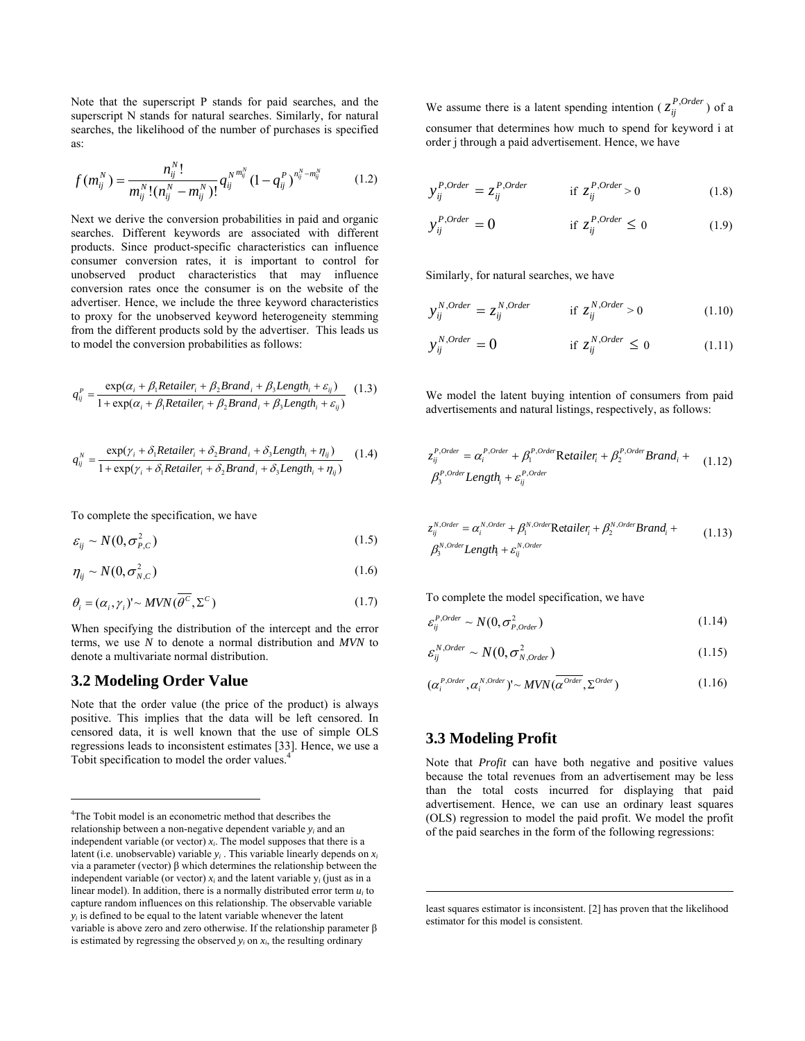Note that the superscript P stands for paid searches, and the superscript N stands for natural searches. Similarly, for natural searches, the likelihood of the number of purchases is specified as:

$$f(m_{ij}^N) = \frac{n_{ij}^N!}{m_{ij}^N!(n_{ij}^N - m_{ij}^N)!} q_{ij}^{N\, m_{ij}^N} (1 - q_{ij}^P)^{n_{ij}^N - m_{ij}^N} \quad (1.2)$$

Next we derive the conversion probabilities in paid and organic searches. Different keywords are associated with different products. Since product-specific characteristics can influence consumer conversion rates, it is important to control for unobserved product characteristics that may influence conversion rates once the consumer is on the website of the advertiser. Hence, we include the three keyword characteristics to proxy for the unobserved keyword heterogeneity stemming from the different products sold by the advertiser. This leads us to model the conversion probabilities as follows:

$$q_{ij}^P = \frac{\exp(\alpha_i + \beta_1 Retailer_i + \beta_2 Brand_i + \beta_3 Length_i + \varepsilon_{ij})}{1 + \exp(\alpha_i + \beta_1 Retailer_i + \beta_2 Brand_i + \beta_3 Length_i + \varepsilon_{ij})} \quad (1.3)$$

$$q_{ij}^N = \frac{\exp(\gamma_i + \delta_1 Retailer_i + \delta_2 Brand_i + \delta_3 Length_i + \eta_{ij})}{1 + \exp(\gamma_i + \delta_1 Retailer_i + \delta_2 Brand_i + \delta_3 Length_i + \eta_{ij})} \quad (1.4)$$

To complete the specification, we have

$$\varepsilon_{ij} \sim N(0, \sigma_{P,C}^2) \quad (1.5)$$

$$\eta_{ij} \sim N(0, \sigma_{N,C}^2) \quad (1.6)$$

$$\theta_i = (\alpha_i, \gamma_i)' \sim MVN(\overline{\theta^C}, \Sigma^C) \quad (1.7)$$

When specifying the distribution of the intercept and the error terms, we use *N* to denote a normal distribution and *MVN* to denote a multivariate normal distribution.

## 3.2 Modeling Order Value

Note that the order value (the price of the product) is always positive. This implies that the data will be left censored. In censored data, it is well known that the use of simple OLS regressions leads to inconsistent estimates [33]. Hence, we use a Tobit specification to model the order values.[4]

We assume there is a latent spending intention ($z_{ij}^{P,Order}$) of a consumer that determines how much to spend for keyword i at order j through a paid advertisement. Hence, we have

$$y_{ij}^{P,Order} = z_{ij}^{P,Order} \qquad \text{if } z_{ij}^{P,Order} > 0 \quad (1.8)$$

$$y_{ij}^{P,Order} = 0 \qquad \text{if } z_{ij}^{P,Order} \leq 0 \quad (1.9)$$

Similarly, for natural searches, we have

$$y_{ij}^{N,Order} = z_{ij}^{N,Order} \qquad \text{if } z_{ij}^{N,Order} > 0 \quad (1.10)$$

$$y_{ij}^{N,Order} = 0 \qquad \text{if } z_{ij}^{N,Order} \leq 0 \quad (1.11)$$

We model the latent buying intention of consumers from paid advertisements and natural listings, respectively, as follows:

$$z_{ij}^{P,Order} = \alpha_i^{P,Order} + \beta_1^{P,Order} Retailer_i + \beta_2^{P,Order} Brand_i + \beta_3^{P,Order} Length_i + \varepsilon_{ij}^{P,Order} \quad (1.12)$$

$$z_{ij}^{N,Order} = \alpha_i^{N,Order} + \beta_1^{N,Order} Retailer_i + \beta_2^{N,Order} Brand_i + \beta_3^{N,Order} Length_i + \varepsilon_{ij}^{N,Order} \quad (1.13)$$

To complete the model specification, we have

$$\varepsilon_{ij}^{P,Order} \sim N(0, \sigma_{P,Order}^2) \quad (1.14)$$

$$\varepsilon_{ij}^{N,Order} \sim N(0, \sigma_{N,Order}^2) \quad (1.15)$$

$$(\alpha_i^{P,Order}, \alpha_i^{N,Order})' \sim MVN(\overline{\alpha^{Order}}, \Sigma^{Order}) \quad (1.16)$$

## 3.3 Modeling Profit

Note that *Profit* can have both negative and positive values because the total revenues from an advertisement may be less than the total costs incurred for displaying that paid advertisement. Hence, we can use an ordinary least squares (OLS) regression to model the paid profit. We model the profit of the paid searches in the form of the following regressions:

---

[4]The Tobit model is an econometric method that describes the relationship between a non-negative dependent variable $y_i$ and an independent variable (or vector) $x_i$. The model supposes that there is a latent (i.e. unobservable) variable $y_i$. This variable linearly depends on $x_i$ via a parameter (vector) β which determines the relationship between the independent variable (or vector) $x_i$ and the latent variable $y_i$ (just as in a linear model). In addition, there is a normally distributed error term $u_i$ to capture random influences on this relationship. The observable variable $y_i$ is defined to be equal to the latent variable whenever the latent variable is above zero and zero otherwise. If the relationship parameter β is estimated by regressing the observed $y_i$ on $x_i$, the resulting ordinary least squares estimator is inconsistent. [2] has proven that the likelihood estimator for this model is consistent.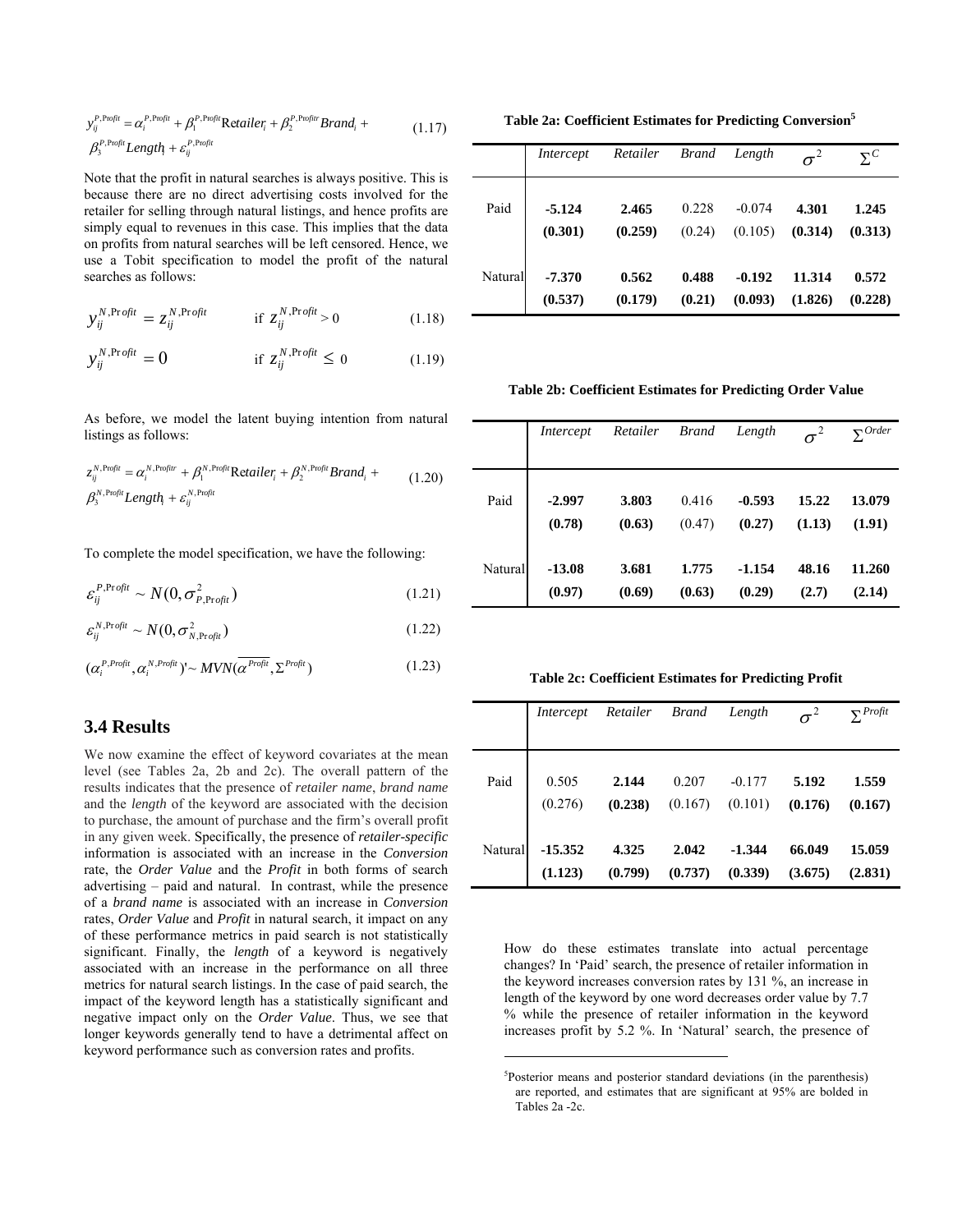$$y_{ij}^{P,\text{Profit}} = \alpha_i^{P,\text{Profit}} + \beta_1^{P,\text{Profit}} \text{Retailer}_i + \beta_2^{P,\text{Profitr}} Brand_i + \beta_3^{P,\text{Profit}} Length_i + \varepsilon_{ij}^{P,\text{Profit}} \tag{1.17}$$

Note that the profit in natural searches is always positive. This is because there are no direct advertising costs involved for the retailer for selling through natural listings, and hence profits are simply equal to revenues in this case. This implies that the data on profits from natural searches will be left censored. Hence, we use a Tobit specification to model the profit of the natural searches as follows:

$$y_{ij}^{N,\text{Profit}} = z_{ij}^{N,\text{Profit}} \qquad \text{if } z_{ij}^{N,\text{Profit}} > 0 \tag{1.18}$$

$$y_{ij}^{N,\text{Profit}} = 0 \qquad \text{if } z_{ij}^{N,\text{Profit}} \leq 0 \tag{1.19}$$

As before, we model the latent buying intention from natural listings as follows:

$$z_{ij}^{N,\text{Profit}} = \alpha_i^{N,\text{Profitr}} + \beta_1^{N,\text{Profit}} \text{Retailer}_i + \beta_2^{N,\text{Profit}} Brand_i + \beta_3^{N,\text{Profit}} Length_i + \varepsilon_{ij}^{N,\text{Profit}} \tag{1.20}$$

To complete the model specification, we have the following:

$$\varepsilon_{ij}^{P,\text{Profit}} \sim N(0, \sigma_{P,\text{Profit}}^2) \tag{1.21}$$

$$\varepsilon_{ij}^{N,\text{Profit}} \sim N(0, \sigma_{N,\text{Profit}}^2) \tag{1.22}$$

$$(\alpha_i^{P,\text{Profit}}, \alpha_i^{N,\text{Profit}})' \sim MVN(\overline{\alpha^{\text{Profit}}}, \Sigma^{\text{Profit}}) \tag{1.23}$$

## 3.4 Results

We now examine the effect of keyword covariates at the mean level (see Tables 2a, 2b and 2c). The overall pattern of the results indicates that the presence of *retailer name*, *brand name* and the *length* of the keyword are associated with the decision to purchase, the amount of purchase and the firm's overall profit in any given week. Specifically, the presence of ***retailer-specific*** information is associated with an increase in the ***Conversion*** rate, the ***Order Value*** and the ***Profit*** in both forms of search advertising – paid and natural. In contrast, while the presence of a ***brand name*** is associated with an increase in ***Conversion*** rates, ***Order Value*** and ***Profit*** in natural search, it impact on any of these performance metrics in paid search is not statistically significant. Finally, the ***length*** of a keyword is negatively associated with an increase in the performance on all three metrics for natural search listings. In the case of paid search, the impact of the keyword length has a statistically significant and negative impact only on the ***Order Value***. Thus, we see that longer keywords generally tend to have a detrimental affect on keyword performance such as conversion rates and profits.

**Table 2a: Coefficient Estimates for Predicting Conversion[5]**

| | *Intercept* | *Retailer* | *Brand* | *Length* | $\sigma^2$ | $\Sigma^C$ |
|---|---|---|---|---|---|---|
| Paid | **-5.124** | **2.465** | 0.228 | -0.074 | **4.301** | **1.245** |
| | **(0.301)** | **(0.259)** | (0.24) | (0.105) | **(0.314)** | **(0.313)** |
| Natural | **-7.370** | **0.562** | **0.488** | **-0.192** | **11.314** | **0.572** |
| | **(0.537)** | **(0.179)** | **(0.21)** | **(0.093)** | **(1.826)** | **(0.228)** |

**Table 2b: Coefficient Estimates for Predicting Order Value**

| | *Intercept* | *Retailer* | *Brand* | *Length* | $\sigma^2$ | $\Sigma^{Order}$ |
|---|---|---|---|---|---|---|
| Paid | **-2.997** | **3.803** | 0.416 | **-0.593** | **15.22** | **13.079** |
| | **(0.78)** | **(0.63)** | (0.47) | **(0.27)** | **(1.13)** | **(1.91)** |
| Natural | **-13.08** | **3.681** | **1.775** | **-1.154** | **48.16** | **11.260** |
| | **(0.97)** | **(0.69)** | **(0.63)** | **(0.29)** | **(2.7)** | **(2.14)** |

**Table 2c: Coefficient Estimates for Predicting Profit**

| | *Intercept* | *Retailer* | *Brand* | *Length* | $\sigma^2$ | $\Sigma^{Profit}$ |
|---|---|---|---|---|---|---|
| Paid | 0.505 | **2.144** | 0.207 | -0.177 | **5.192** | **1.559** |
| | (0.276) | **(0.238)** | (0.167) | (0.101) | **(0.176)** | **(0.167)** |
| Natural | **-15.352** | **4.325** | **2.042** | **-1.344** | **66.049** | **15.059** |
| | **(1.123)** | **(0.799)** | **(0.737)** | **(0.339)** | **(3.675)** | **(2.831)** |

How do these estimates translate into actual percentage changes? In 'Paid' search, the presence of retailer information in the keyword increases conversion rates by 131 %, an increase in length of the keyword by one word decreases order value by 7.7 % while the presence of retailer information in the keyword increases profit by 5.2 %. In 'Natural' search, the presence of

[5]Posterior means and posterior standard deviations (in the parenthesis) are reported, and estimates that are significant at 95% are bolded in Tables 2a -2c.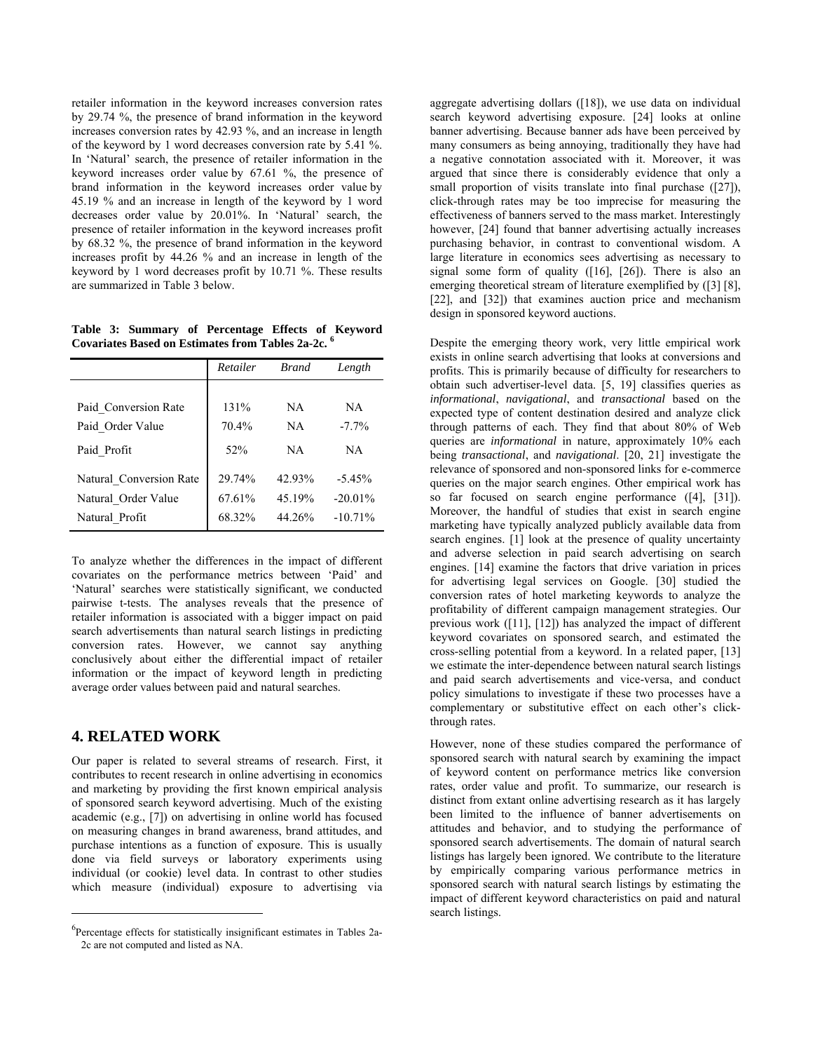retailer information in the keyword increases conversion rates by 29.74 %, the presence of brand information in the keyword increases conversion rates by 42.93 %, and an increase in length of the keyword by 1 word decreases conversion rate by 5.41 %. In 'Natural' search, the presence of retailer information in the keyword increases order value by 67.61 %, the presence of brand information in the keyword increases order value by 45.19 % and an increase in length of the keyword by 1 word decreases order value by 20.01%. In 'Natural' search, the presence of retailer information in the keyword increases profit by 68.32 %, the presence of brand information in the keyword increases profit by 44.26 % and an increase in length of the keyword by 1 word decreases profit by 10.71 %. These results are summarized in Table 3 below.

**Table 3: Summary of Percentage Effects of Keyword Covariates Based on Estimates from Tables 2a-2c.** [6]

| | *Retailer* | *Brand* | *Length* |
|---|---|---|---|
| Paid_Conversion Rate | 131% | NA | NA |
| Paid_Order Value | 70.4% | NA | -7.7% |
| Paid_Profit | 52% | NA | NA |
| Natural_Conversion Rate | 29.74% | 42.93% | -5.45% |
| Natural_Order Value | 67.61% | 45.19% | -20.01% |
| Natural_Profit | 68.32% | 44.26% | -10.71% |

To analyze whether the differences in the impact of different covariates on the performance metrics between 'Paid' and 'Natural' searches were statistically significant, we conducted pairwise t-tests. The analyses reveals that the presence of retailer information is associated with a bigger impact on paid search advertisements than natural search listings in predicting conversion rates. However, we cannot say anything conclusively about either the differential impact of retailer information or the impact of keyword length in predicting average order values between paid and natural searches.

## 4. RELATED WORK

Our paper is related to several streams of research. First, it contributes to recent research in online advertising in economics and marketing by providing the first known empirical analysis of sponsored search keyword advertising. Much of the existing academic (e.g., [7]) on advertising in online world has focused on measuring changes in brand awareness, brand attitudes, and purchase intentions as a function of exposure. This is usually done via field surveys or laboratory experiments using individual (or cookie) level data. In contrast to other studies which measure (individual) exposure to advertising via aggregate advertising dollars ([18]), we use data on individual search keyword advertising exposure. [24] looks at online banner advertising. Because banner ads have been perceived by many consumers as being annoying, traditionally they have had a negative connotation associated with it. Moreover, it was argued that since there is considerably evidence that only a small proportion of visits translate into final purchase ([27]), click-through rates may be too imprecise for measuring the effectiveness of banners served to the mass market. Interestingly however, [24] found that banner advertising actually increases purchasing behavior, in contrast to conventional wisdom. A large literature in economics sees advertising as necessary to signal some form of quality ([16], [26]). There is also an emerging theoretical stream of literature exemplified by ([3] [8], [22], and [32]) that examines auction price and mechanism design in sponsored keyword auctions.

Despite the emerging theory work, very little empirical work exists in online search advertising that looks at conversions and profits. This is primarily because of difficulty for researchers to obtain such advertiser-level data. [5, 19] classifies queries as *informational*, *navigational*, and *transactional* based on the expected type of content destination desired and analyze click through patterns of each. They find that about 80% of Web queries are *informational* in nature, approximately 10% each being *transactional*, and *navigational*. [20, 21] investigate the relevance of sponsored and non-sponsored links for e-commerce queries on the major search engines. Other empirical work has so far focused on search engine performance ([4], [31]). Moreover, the handful of studies that exist in search engine marketing have typically analyzed publicly available data from search engines. [1] look at the presence of quality uncertainty and adverse selection in paid search advertising on search engines. [14] examine the factors that drive variation in prices for advertising legal services on Google. [30] studied the conversion rates of hotel marketing keywords to analyze the profitability of different campaign management strategies. Our previous work ([11], [12]) has analyzed the impact of different keyword covariates on sponsored search, and estimated the cross-selling potential from a keyword. In a related paper, [13] we estimate the inter-dependence between natural search listings and paid search advertisements and vice-versa, and conduct policy simulations to investigate if these two processes have a complementary or substitutive effect on each other's click-through rates.

However, none of these studies compared the performance of sponsored search with natural search by examining the impact of keyword content on performance metrics like conversion rates, order value and profit. To summarize, our research is distinct from extant online advertising research as it has largely been limited to the influence of banner advertisements on attitudes and behavior, and to studying the performance of sponsored search advertisements. The domain of natural search listings has largely been ignored. We contribute to the literature by empirically comparing various performance metrics in sponsored search with natural search listings by estimating the impact of different keyword characteristics on paid and natural search listings.

[6] Percentage effects for statistically insignificant estimates in Tables 2a-2c are not computed and listed as NA.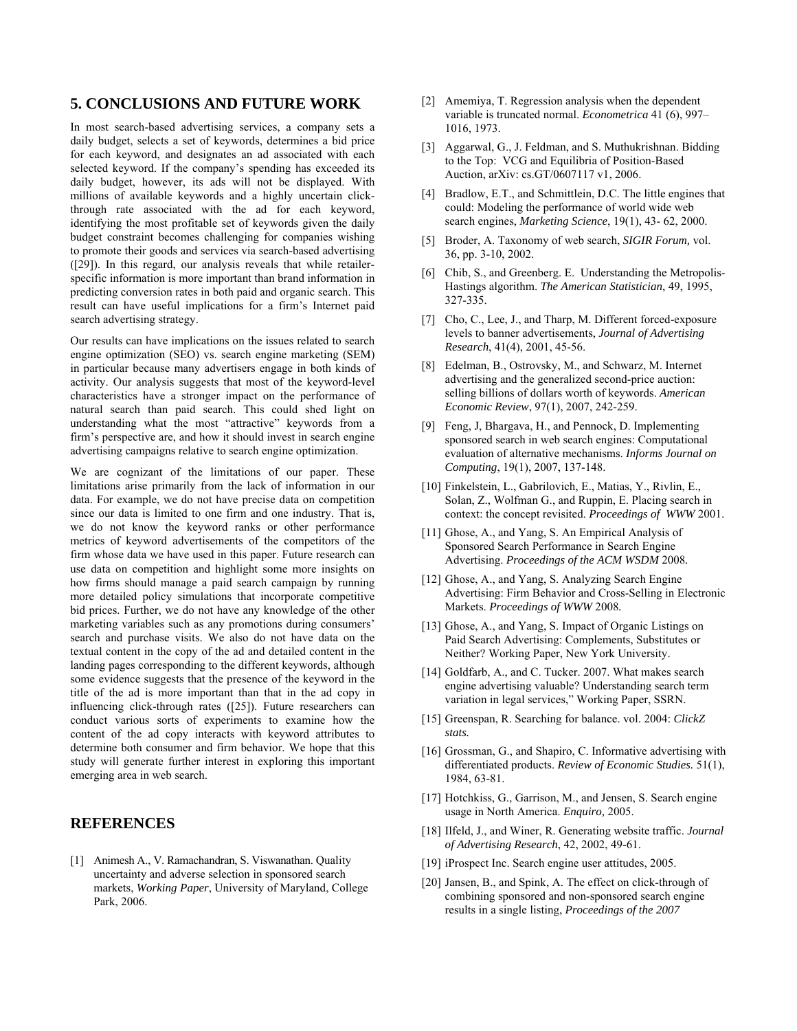## 5. CONCLUSIONS AND FUTURE WORK

In most search-based advertising services, a company sets a daily budget, selects a set of keywords, determines a bid price for each keyword, and designates an ad associated with each selected keyword. If the company's spending has exceeded its daily budget, however, its ads will not be displayed. With millions of available keywords and a highly uncertain click-through rate associated with the ad for each keyword, identifying the most profitable set of keywords given the daily budget constraint becomes challenging for companies wishing to promote their goods and services via search-based advertising ([29]). In this regard, our analysis reveals that while retailer-specific information is more important than brand information in predicting conversion rates in both paid and organic search. This result can have useful implications for a firm's Internet paid search advertising strategy.

Our results can have implications on the issues related to search engine optimization (SEO) vs. search engine marketing (SEM) in particular because many advertisers engage in both kinds of activity. Our analysis suggests that most of the keyword-level characteristics have a stronger impact on the performance of natural search than paid search. This could shed light on understanding what the most "attractive" keywords from a firm's perspective are, and how it should invest in search engine advertising campaigns relative to search engine optimization.

We are cognizant of the limitations of our paper. These limitations arise primarily from the lack of information in our data. For example, we do not have precise data on competition since our data is limited to one firm and one industry. That is, we do not know the keyword ranks or other performance metrics of keyword advertisements of the competitors of the firm whose data we have used in this paper. Future research can use data on competition and highlight some more insights on how firms should manage a paid search campaign by running more detailed policy simulations that incorporate competitive bid prices. Further, we do not have any knowledge of the other marketing variables such as any promotions during consumers' search and purchase visits. We also do not have data on the textual content in the copy of the ad and detailed content in the landing pages corresponding to the different keywords, although some evidence suggests that the presence of the keyword in the title of the ad is more important than that in the ad copy in influencing click-through rates ([25]). Future researchers can conduct various sorts of experiments to examine how the content of the ad copy interacts with keyword attributes to determine both consumer and firm behavior. We hope that this study will generate further interest in exploring this important emerging area in web search.

## REFERENCES

[1] Animesh A., V. Ramachandran, S. Viswanathan. Quality uncertainty and adverse selection in sponsored search markets, *Working Paper*, University of Maryland, College Park, 2006.

[2] Amemiya, T. Regression analysis when the dependent variable is truncated normal. *Econometrica* 41 (6), 997–1016, 1973.

[3] Aggarwal, G., J. Feldman, and S. Muthukrishnan. Bidding to the Top: VCG and Equilibria of Position-Based Auction, arXiv: cs.GT/0607117 v1, 2006.

[4] Bradlow, E.T., and Schmittlein, D.C. The little engines that could: Modeling the performance of world wide web search engines, *Marketing Science*, 19(1), 43- 62, 2000.

[5] Broder, A. Taxonomy of web search, *SIGIR Forum,* vol. 36, pp. 3-10, 2002.

[6] Chib, S., and Greenberg. E. Understanding the Metropolis-Hastings algorithm. *The American Statistician*, 49, 1995, 327-335.

[7] Cho, C., Lee, J., and Tharp, M. Different forced-exposure levels to banner advertisements, *Journal of Advertising Research*, 41(4), 2001, 45-56.

[8] Edelman, B., Ostrovsky, M., and Schwarz, M. Internet advertising and the generalized second-price auction: selling billions of dollars worth of keywords. *American Economic Review*, 97(1), 2007, 242-259.

[9] Feng, J, Bhargava, H., and Pennock, D. Implementing sponsored search in web search engines: Computational evaluation of alternative mechanisms. *Informs Journal on Computing*, 19(1), 2007, 137-148.

[10] Finkelstein, L., Gabrilovich, E., Matias, Y., Rivlin, E., Solan, Z., Wolfman G., and Ruppin, E. Placing search in context: the concept revisited. *Proceedings of WWW* 2001.

[11] Ghose, A., and Yang, S. An Empirical Analysis of Sponsored Search Performance in Search Engine Advertising. *Proceedings of the ACM WSDM* 2008*.*

[12] Ghose, A., and Yang, S. Analyzing Search Engine Advertising: Firm Behavior and Cross-Selling in Electronic Markets. *Proceedings of WWW* 2008*.*

[13] Ghose, A., and Yang, S. Impact of Organic Listings on Paid Search Advertising: Complements, Substitutes or Neither? Working Paper, New York University.

[14] Goldfarb, A., and C. Tucker. 2007. What makes search engine advertising valuable? Understanding search term variation in legal services," Working Paper, SSRN.

[15] Greenspan, R. Searching for balance. vol. 2004: *ClickZ stats.*

[16] Grossman, G., and Shapiro, C. Informative advertising with differentiated products. *Review of Economic Studies.* 51(1), 1984, 63-81.

[17] Hotchkiss, G., Garrison, M., and Jensen, S. Search engine usage in North America. *Enquiro,* 2005.

[18] Ilfeld, J., and Winer, R. Generating website traffic. *Journal of Advertising Research*, 42, 2002, 49-61.

[19] iProspect Inc. Search engine user attitudes, 2005.

[20] Jansen, B., and Spink, A. The effect on click-through of combining sponsored and non-sponsored search engine results in a single listing, *Proceedings of the 2007*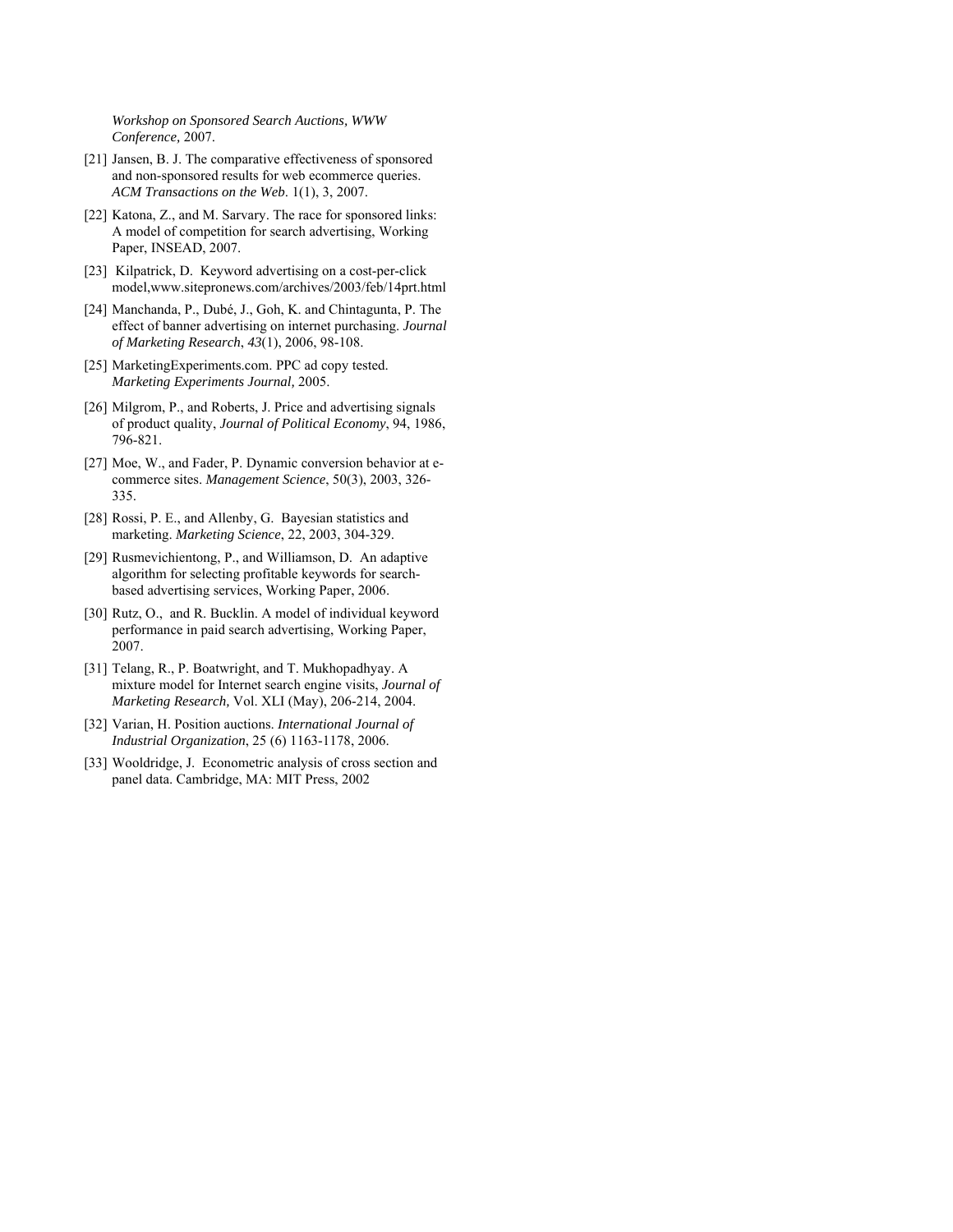*Workshop on Sponsored Search Auctions, WWW Conference,* 2007.

[21] Jansen, B. J. The comparative effectiveness of sponsored and non-sponsored results for web ecommerce queries. *ACM Transactions on the Web*. 1(1), 3, 2007.

[22] Katona, Z., and M. Sarvary. The race for sponsored links: A model of competition for search advertising, Working Paper, INSEAD, 2007.

[23] Kilpatrick, D. Keyword advertising on a cost-per-click model,www.sitepronews.com/archives/2003/feb/14prt.html

[24] Manchanda, P., Dubé, J., Goh, K. and Chintagunta, P. The effect of banner advertising on internet purchasing. *Journal of Marketing Research*, *43*(1), 2006, 98-108.

[25] MarketingExperiments.com. PPC ad copy tested. *Marketing Experiments Journal,* 2005.

[26] Milgrom, P., and Roberts, J. Price and advertising signals of product quality, *Journal of Political Economy*, 94, 1986, 796-821.

[27] Moe, W., and Fader, P. Dynamic conversion behavior at e-commerce sites. *Management Science*, 50(3), 2003, 326-335.

[28] Rossi, P. E., and Allenby, G. Bayesian statistics and marketing. *Marketing Science*, 22, 2003, 304-329.

[29] Rusmevichientong, P., and Williamson, D. An adaptive algorithm for selecting profitable keywords for search-based advertising services, Working Paper, 2006.

[30] Rutz, O., and R. Bucklin. A model of individual keyword performance in paid search advertising, Working Paper, 2007.

[31] Telang, R., P. Boatwright, and T. Mukhopadhyay. A mixture model for Internet search engine visits, *Journal of Marketing Research,* Vol. XLI (May), 206-214, 2004.

[32] Varian, H. Position auctions. *International Journal of Industrial Organization*, 25 (6) 1163-1178, 2006.

[33] Wooldridge, J. Econometric analysis of cross section and panel data. Cambridge, MA: MIT Press, 2002